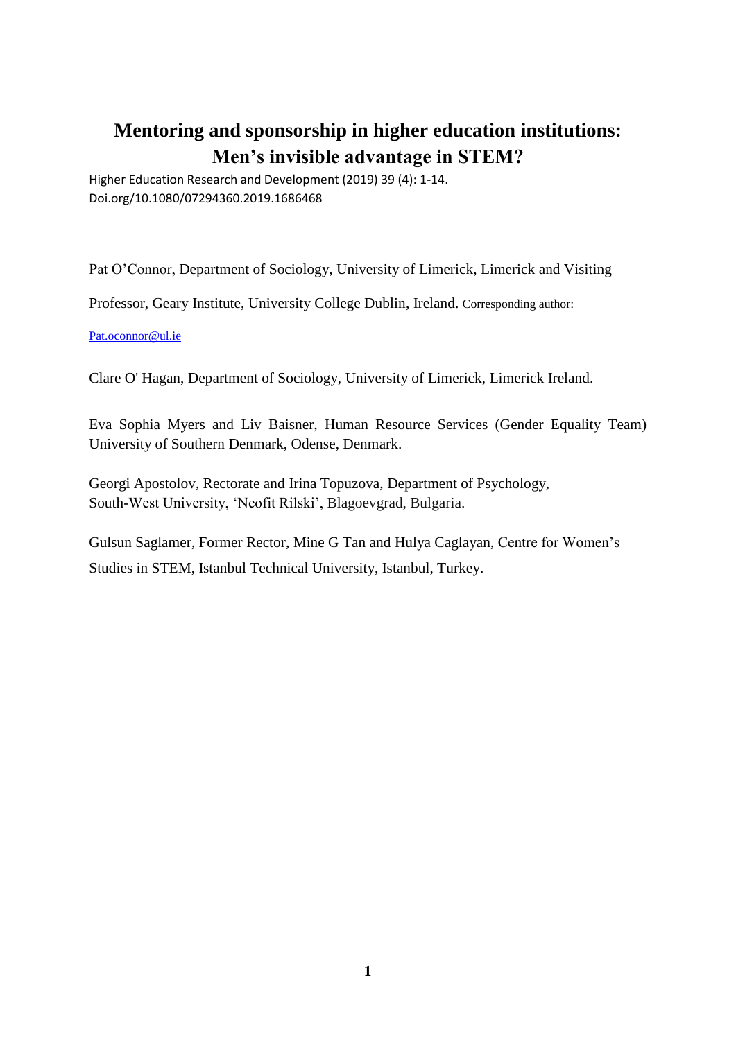# Mentoring and sponsorship in higher education institutions: Men's invisible advantage in STEM?

Higher Education Research and Development (2019) 39 (4): 1-14.
Doi.org/10.1080/07294360.2019.1686468

Pat O'Connor, Department of Sociology, University of Limerick, Limerick and Visiting Professor, Geary Institute, University College Dublin, Ireland. Corresponding author: Pat.oconnor@ul.ie

Clare O' Hagan, Department of Sociology, University of Limerick, Limerick Ireland.

Eva Sophia Myers and Liv Baisner, Human Resource Services (Gender Equality Team) University of Southern Denmark, Odense, Denmark.

Georgi Apostolov, Rectorate and Irina Topuzova, Department of Psychology, South-West University, 'Neofit Rilski', Blagoevgrad, Bulgaria.

Gulsun Saglamer, Former Rector, Mine G Tan and Hulya Caglayan, Centre for Women's Studies in STEM, Istanbul Technical University, Istanbul, Turkey.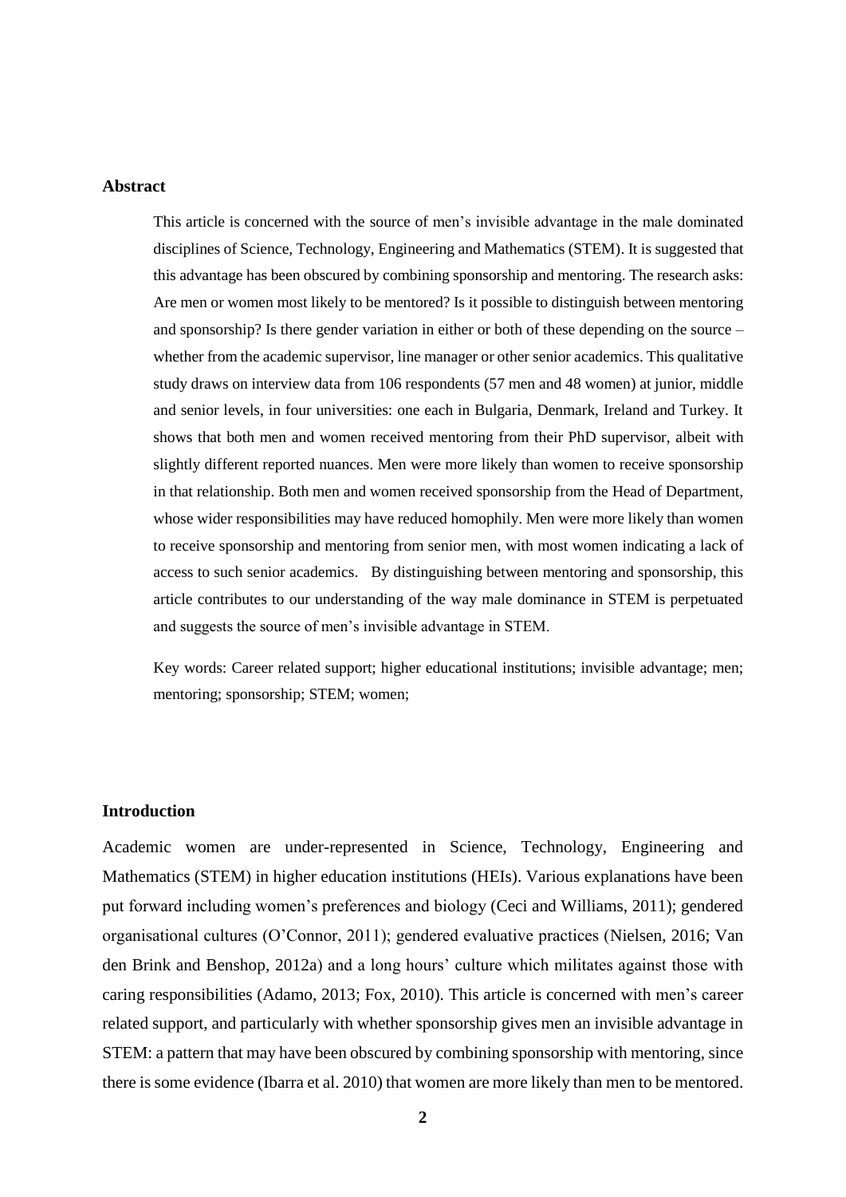## Abstract

This article is concerned with the source of men's invisible advantage in the male dominated disciplines of Science, Technology, Engineering and Mathematics (STEM). It is suggested that this advantage has been obscured by combining sponsorship and mentoring. The research asks: Are men or women most likely to be mentored? Is it possible to distinguish between mentoring and sponsorship? Is there gender variation in either or both of these depending on the source – whether from the academic supervisor, line manager or other senior academics. This qualitative study draws on interview data from 106 respondents (57 men and 48 women) at junior, middle and senior levels, in four universities: one each in Bulgaria, Denmark, Ireland and Turkey. It shows that both men and women received mentoring from their PhD supervisor, albeit with slightly different reported nuances. Men were more likely than women to receive sponsorship in that relationship. Both men and women received sponsorship from the Head of Department, whose wider responsibilities may have reduced homophily. Men were more likely than women to receive sponsorship and mentoring from senior men, with most women indicating a lack of access to such senior academics. By distinguishing between mentoring and sponsorship, this article contributes to our understanding of the way male dominance in STEM is perpetuated and suggests the source of men's invisible advantage in STEM.

Key words: Career related support; higher educational institutions; invisible advantage; men; mentoring; sponsorship; STEM; women;

## Introduction

Academic women are under-represented in Science, Technology, Engineering and Mathematics (STEM) in higher education institutions (HEIs). Various explanations have been put forward including women's preferences and biology (Ceci and Williams, 2011); gendered organisational cultures (O'Connor, 2011); gendered evaluative practices (Nielsen, 2016; Van den Brink and Benshop, 2012a) and a long hours' culture which militates against those with caring responsibilities (Adamo, 2013; Fox, 2010). This article is concerned with men's career related support, and particularly with whether sponsorship gives men an invisible advantage in STEM: a pattern that may have been obscured by combining sponsorship with mentoring, since there is some evidence (Ibarra et al. 2010) that women are more likely than men to be mentored.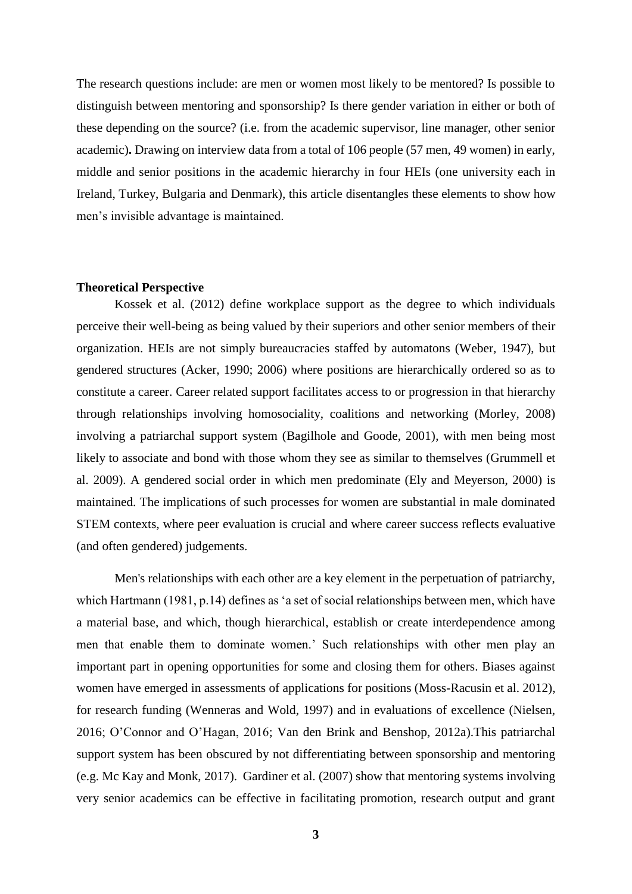The research questions include: are men or women most likely to be mentored? Is possible to distinguish between mentoring and sponsorship? Is there gender variation in either or both of these depending on the source? (i.e. from the academic supervisor, line manager, other senior academic). Drawing on interview data from a total of 106 people (57 men, 49 women) in early, middle and senior positions in the academic hierarchy in four HEIs (one university each in Ireland, Turkey, Bulgaria and Denmark), this article disentangles these elements to show how men's invisible advantage is maintained.

**Theoretical Perspective**

Kossek et al. (2012) define workplace support as the degree to which individuals perceive their well-being as being valued by their superiors and other senior members of their organization. HEIs are not simply bureaucracies staffed by automatons (Weber, 1947), but gendered structures (Acker, 1990; 2006) where positions are hierarchically ordered so as to constitute a career. Career related support facilitates access to or progression in that hierarchy through relationships involving homosociality, coalitions and networking (Morley, 2008) involving a patriarchal support system (Bagilhole and Goode, 2001), with men being most likely to associate and bond with those whom they see as similar to themselves (Grummell et al. 2009). A gendered social order in which men predominate (Ely and Meyerson, 2000) is maintained. The implications of such processes for women are substantial in male dominated STEM contexts, where peer evaluation is crucial and where career success reflects evaluative (and often gendered) judgements.

Men's relationships with each other are a key element in the perpetuation of patriarchy, which Hartmann (1981, p.14) defines as 'a set of social relationships between men, which have a material base, and which, though hierarchical, establish or create interdependence among men that enable them to dominate women.' Such relationships with other men play an important part in opening opportunities for some and closing them for others. Biases against women have emerged in assessments of applications for positions (Moss-Racusin et al. 2012), for research funding (Wenneras and Wold, 1997) and in evaluations of excellence (Nielsen, 2016; O'Connor and O'Hagan, 2016; Van den Brink and Benshop, 2012a).This patriarchal support system has been obscured by not differentiating between sponsorship and mentoring (e.g. Mc Kay and Monk, 2017). Gardiner et al. (2007) show that mentoring systems involving very senior academics can be effective in facilitating promotion, research output and grant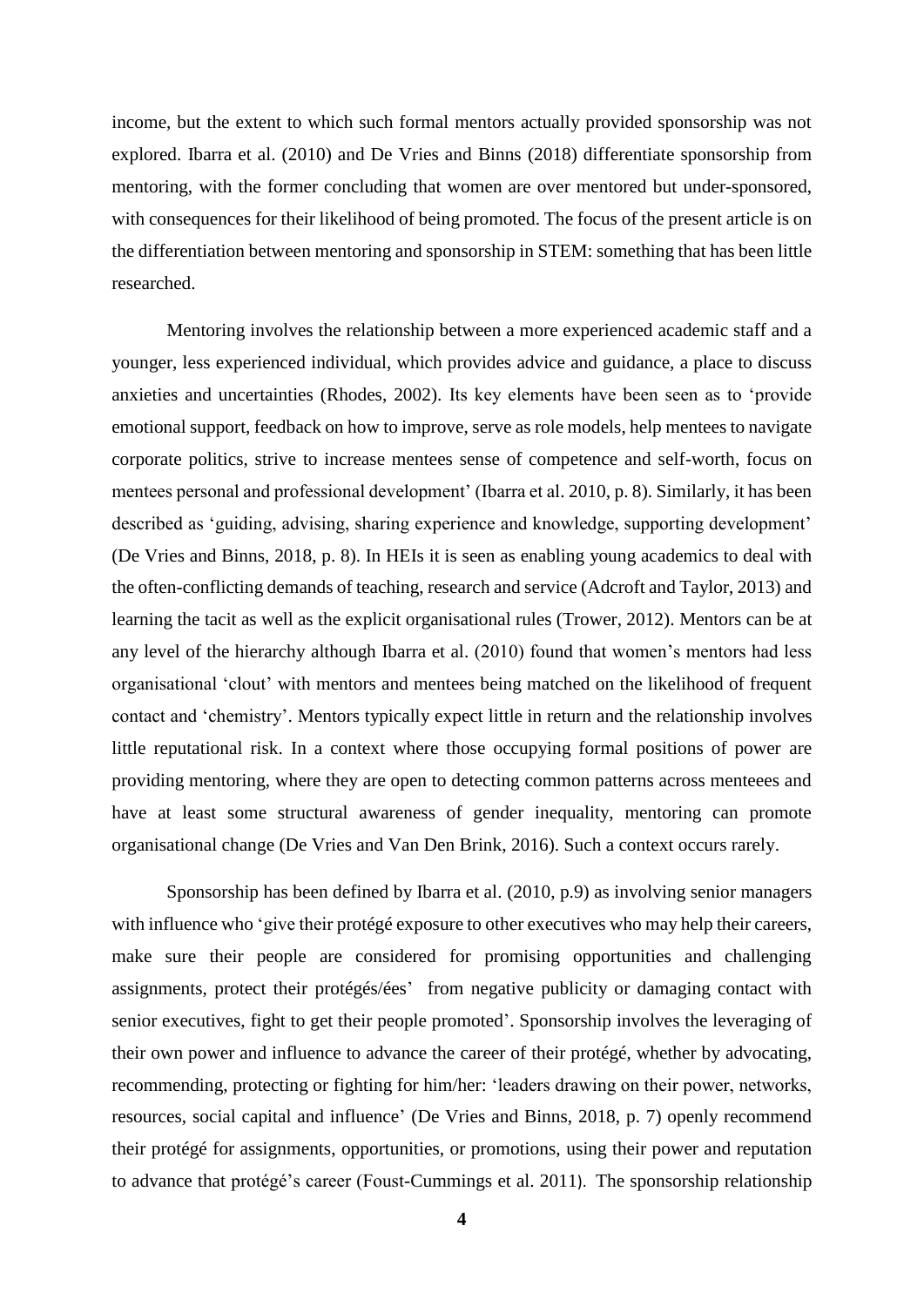income, but the extent to which such formal mentors actually provided sponsorship was not explored. Ibarra et al. (2010) and De Vries and Binns (2018) differentiate sponsorship from mentoring, with the former concluding that women are over mentored but under-sponsored, with consequences for their likelihood of being promoted. The focus of the present article is on the differentiation between mentoring and sponsorship in STEM: something that has been little researched.

Mentoring involves the relationship between a more experienced academic staff and a younger, less experienced individual, which provides advice and guidance, a place to discuss anxieties and uncertainties (Rhodes, 2002). Its key elements have been seen as to 'provide emotional support, feedback on how to improve, serve as role models, help mentees to navigate corporate politics, strive to increase mentees sense of competence and self-worth, focus on mentees personal and professional development' (Ibarra et al. 2010, p. 8). Similarly, it has been described as 'guiding, advising, sharing experience and knowledge, supporting development' (De Vries and Binns, 2018, p. 8). In HEIs it is seen as enabling young academics to deal with the often-conflicting demands of teaching, research and service (Adcroft and Taylor, 2013) and learning the tacit as well as the explicit organisational rules (Trower, 2012). Mentors can be at any level of the hierarchy although Ibarra et al. (2010) found that women's mentors had less organisational 'clout' with mentors and mentees being matched on the likelihood of frequent contact and 'chemistry'. Mentors typically expect little in return and the relationship involves little reputational risk. In a context where those occupying formal positions of power are providing mentoring, where they are open to detecting common patterns across menteees and have at least some structural awareness of gender inequality, mentoring can promote organisational change (De Vries and Van Den Brink, 2016). Such a context occurs rarely.

Sponsorship has been defined by Ibarra et al. (2010, p.9) as involving senior managers with influence who 'give their protégé exposure to other executives who may help their careers, make sure their people are considered for promising opportunities and challenging assignments, protect their protégés/ées' from negative publicity or damaging contact with senior executives, fight to get their people promoted'. Sponsorship involves the leveraging of their own power and influence to advance the career of their protégé, whether by advocating, recommending, protecting or fighting for him/her: 'leaders drawing on their power, networks, resources, social capital and influence' (De Vries and Binns, 2018, p. 7) openly recommend their protégé for assignments, opportunities, or promotions, using their power and reputation to advance that protégé's career (Foust-Cummings et al. 2011). The sponsorship relationship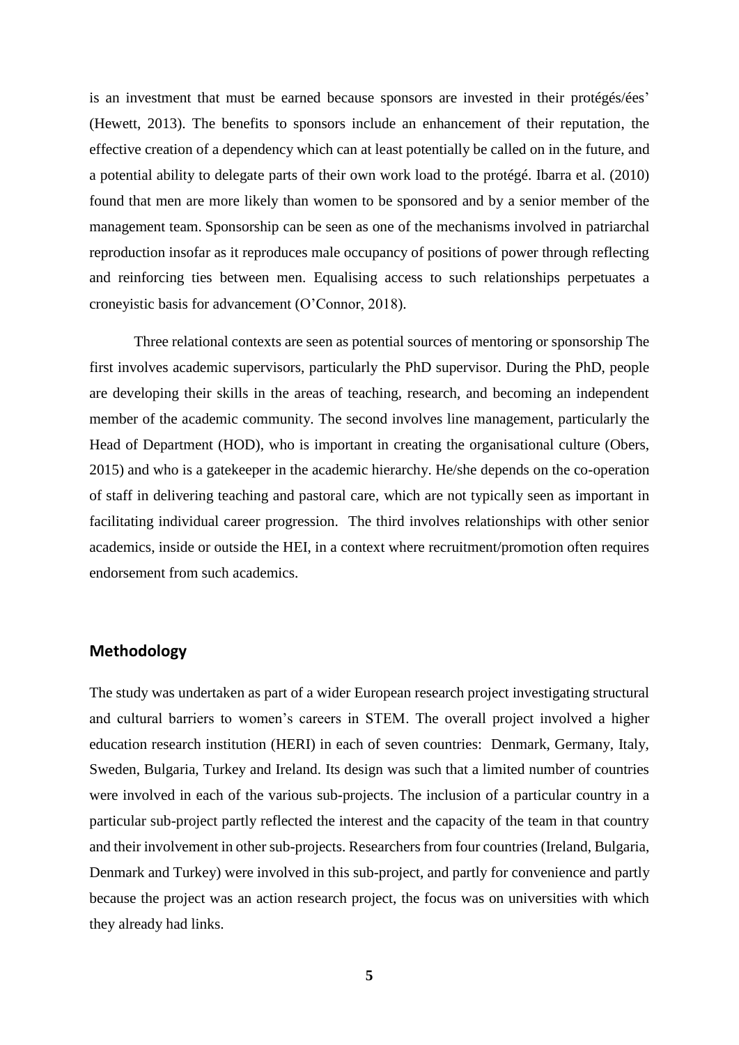is an investment that must be earned because sponsors are invested in their protégés/ées' (Hewett, 2013). The benefits to sponsors include an enhancement of their reputation, the effective creation of a dependency which can at least potentially be called on in the future, and a potential ability to delegate parts of their own work load to the protégé. Ibarra et al. (2010) found that men are more likely than women to be sponsored and by a senior member of the management team. Sponsorship can be seen as one of the mechanisms involved in patriarchal reproduction insofar as it reproduces male occupancy of positions of power through reflecting and reinforcing ties between men. Equalising access to such relationships perpetuates a croneyistic basis for advancement (O'Connor, 2018).

Three relational contexts are seen as potential sources of mentoring or sponsorship The first involves academic supervisors, particularly the PhD supervisor. During the PhD, people are developing their skills in the areas of teaching, research, and becoming an independent member of the academic community. The second involves line management, particularly the Head of Department (HOD), who is important in creating the organisational culture (Obers, 2015) and who is a gatekeeper in the academic hierarchy. He/she depends on the co-operation of staff in delivering teaching and pastoral care, which are not typically seen as important in facilitating individual career progression. The third involves relationships with other senior academics, inside or outside the HEI, in a context where recruitment/promotion often requires endorsement from such academics.

## Methodology

The study was undertaken as part of a wider European research project investigating structural and cultural barriers to women's careers in STEM. The overall project involved a higher education research institution (HERI) in each of seven countries: Denmark, Germany, Italy, Sweden, Bulgaria, Turkey and Ireland. Its design was such that a limited number of countries were involved in each of the various sub-projects. The inclusion of a particular country in a particular sub-project partly reflected the interest and the capacity of the team in that country and their involvement in other sub-projects. Researchers from four countries (Ireland, Bulgaria, Denmark and Turkey) were involved in this sub-project, and partly for convenience and partly because the project was an action research project, the focus was on universities with which they already had links.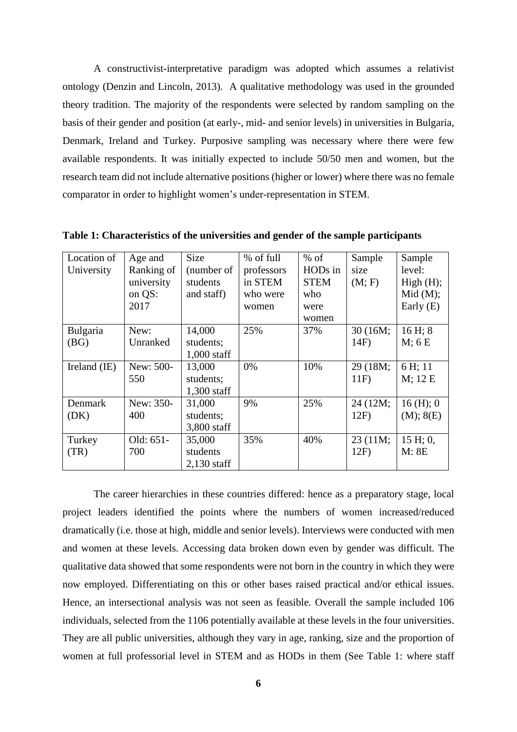A constructivist-interpretative paradigm was adopted which assumes a relativist ontology (Denzin and Lincoln, 2013). A qualitative methodology was used in the grounded theory tradition. The majority of the respondents were selected by random sampling on the basis of their gender and position (at early-, mid- and senior levels) in universities in Bulgaria, Denmark, Ireland and Turkey. Purposive sampling was necessary where there were few available respondents. It was initially expected to include 50/50 men and women, but the research team did not include alternative positions (higher or lower) where there was no female comparator in order to highlight women's under-representation in STEM.

**Table 1: Characteristics of the universities and gender of the sample participants**

| Location of University | Age and Ranking of university on QS: 2017 | Size (number of students and staff) | % of full professors in STEM who were women | % of HODs in STEM who were women | Sample size (M; F) | Sample level: High (H); Mid (M); Early (E) |
|---|---|---|---|---|---|---|
| Bulgaria (BG) | New: Unranked | 14,000 students; 1,000 staff | 25% | 37% | 30 (16M; 14F) | 16 H; 8 M; 6 E |
| Ireland (IE) | New: 500-550 | 13,000 students; 1,300 staff | 0% | 10% | 29 (18M; 11F) | 6 H; 11 M; 12 E |
| Denmark (DK) | New: 350-400 | 31,000 students; 3,800 staff | 9% | 25% | 24 (12M; 12F) | 16 (H); 0 (M); 8(E) |
| Turkey (TR) | Old: 651-700 | 35,000 students 2,130 staff | 35% | 40% | 23 (11M; 12F) | 15 H; 0, M: 8E |

The career hierarchies in these countries differed: hence as a preparatory stage, local project leaders identified the points where the numbers of women increased/reduced dramatically (i.e. those at high, middle and senior levels). Interviews were conducted with men and women at these levels. Accessing data broken down even by gender was difficult. The qualitative data showed that some respondents were not born in the country in which they were now employed. Differentiating on this or other bases raised practical and/or ethical issues. Hence, an intersectional analysis was not seen as feasible. Overall the sample included 106 individuals, selected from the 1106 potentially available at these levels in the four universities. They are all public universities, although they vary in age, ranking, size and the proportion of women at full professorial level in STEM and as HODs in them (See Table 1: where staff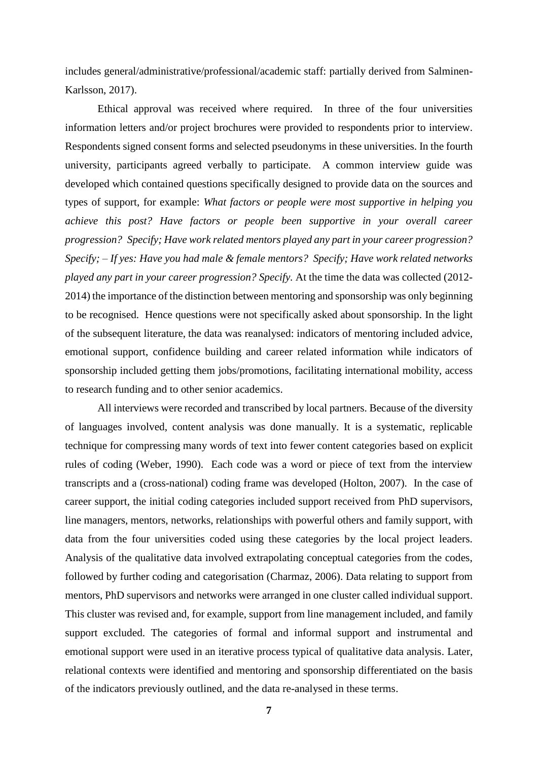includes general/administrative/professional/academic staff: partially derived from Salminen-Karlsson, 2017).

Ethical approval was received where required. In three of the four universities information letters and/or project brochures were provided to respondents prior to interview. Respondents signed consent forms and selected pseudonyms in these universities. In the fourth university, participants agreed verbally to participate. A common interview guide was developed which contained questions specifically designed to provide data on the sources and types of support, for example: *What factors or people were most supportive in helping you achieve this post? Have factors or people been supportive in your overall career progression? Specify; Have work related mentors played any part in your career progression? Specify; – If yes: Have you had male & female mentors? Specify; Have work related networks played any part in your career progression? Specify.* At the time the data was collected (2012-2014) the importance of the distinction between mentoring and sponsorship was only beginning to be recognised. Hence questions were not specifically asked about sponsorship. In the light of the subsequent literature, the data was reanalysed: indicators of mentoring included advice, emotional support, confidence building and career related information while indicators of sponsorship included getting them jobs/promotions, facilitating international mobility, access to research funding and to other senior academics.

All interviews were recorded and transcribed by local partners. Because of the diversity of languages involved, content analysis was done manually. It is a systematic, replicable technique for compressing many words of text into fewer content categories based on explicit rules of coding (Weber, 1990). Each code was a word or piece of text from the interview transcripts and a (cross-national) coding frame was developed (Holton, 2007). In the case of career support, the initial coding categories included support received from PhD supervisors, line managers, mentors, networks, relationships with powerful others and family support, with data from the four universities coded using these categories by the local project leaders. Analysis of the qualitative data involved extrapolating conceptual categories from the codes, followed by further coding and categorisation (Charmaz, 2006). Data relating to support from mentors, PhD supervisors and networks were arranged in one cluster called individual support. This cluster was revised and, for example, support from line management included, and family support excluded. The categories of formal and informal support and instrumental and emotional support were used in an iterative process typical of qualitative data analysis. Later, relational contexts were identified and mentoring and sponsorship differentiated on the basis of the indicators previously outlined, and the data re-analysed in these terms.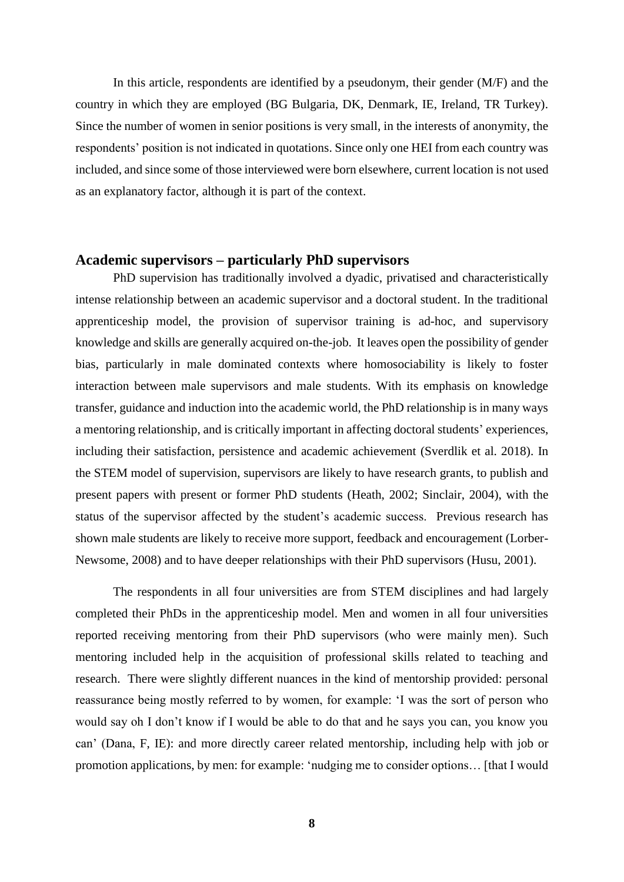In this article, respondents are identified by a pseudonym, their gender (M/F) and the country in which they are employed (BG Bulgaria, DK, Denmark, IE, Ireland, TR Turkey). Since the number of women in senior positions is very small, in the interests of anonymity, the respondents' position is not indicated in quotations. Since only one HEI from each country was included, and since some of those interviewed were born elsewhere, current location is not used as an explanatory factor, although it is part of the context.

## Academic supervisors – particularly PhD supervisors

PhD supervision has traditionally involved a dyadic, privatised and characteristically intense relationship between an academic supervisor and a doctoral student. In the traditional apprenticeship model, the provision of supervisor training is ad-hoc, and supervisory knowledge and skills are generally acquired on-the-job. It leaves open the possibility of gender bias, particularly in male dominated contexts where homosociability is likely to foster interaction between male supervisors and male students. With its emphasis on knowledge transfer, guidance and induction into the academic world, the PhD relationship is in many ways a mentoring relationship, and is critically important in affecting doctoral students' experiences, including their satisfaction, persistence and academic achievement (Sverdlik et al. 2018). In the STEM model of supervision, supervisors are likely to have research grants, to publish and present papers with present or former PhD students (Heath, 2002; Sinclair, 2004), with the status of the supervisor affected by the student's academic success. Previous research has shown male students are likely to receive more support, feedback and encouragement (Lorber-Newsome, 2008) and to have deeper relationships with their PhD supervisors (Husu, 2001).

The respondents in all four universities are from STEM disciplines and had largely completed their PhDs in the apprenticeship model. Men and women in all four universities reported receiving mentoring from their PhD supervisors (who were mainly men). Such mentoring included help in the acquisition of professional skills related to teaching and research. There were slightly different nuances in the kind of mentorship provided: personal reassurance being mostly referred to by women, for example: 'I was the sort of person who would say oh I don't know if I would be able to do that and he says you can, you know you can' (Dana, F, IE): and more directly career related mentorship, including help with job or promotion applications, by men: for example: 'nudging me to consider options… [that I would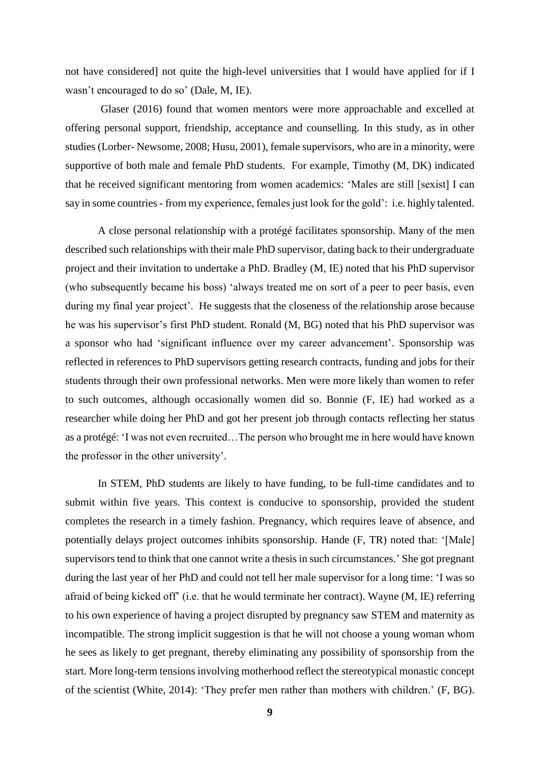not have considered] not quite the high-level universities that I would have applied for if I wasn't encouraged to do so' (Dale, M, IE).

Glaser (2016) found that women mentors were more approachable and excelled at offering personal support, friendship, acceptance and counselling. In this study, as in other studies (Lorber- Newsome, 2008; Husu, 2001), female supervisors, who are in a minority, were supportive of both male and female PhD students. For example, Timothy (M, DK) indicated that he received significant mentoring from women academics: 'Males are still [sexist] I can say in some countries - from my experience, females just look for the gold': i.e. highly talented.

A close personal relationship with a protégé facilitates sponsorship. Many of the men described such relationships with their male PhD supervisor, dating back to their undergraduate project and their invitation to undertake a PhD. Bradley (M, IE) noted that his PhD supervisor (who subsequently became his boss) 'always treated me on sort of a peer to peer basis, even during my final year project'. He suggests that the closeness of the relationship arose because he was his supervisor's first PhD student. Ronald (M, BG) noted that his PhD supervisor was a sponsor who had 'significant influence over my career advancement'. Sponsorship was reflected in references to PhD supervisors getting research contracts, funding and jobs for their students through their own professional networks. Men were more likely than women to refer to such outcomes, although occasionally women did so. Bonnie (F, IE) had worked as a researcher while doing her PhD and got her present job through contacts reflecting her status as a protégé: 'I was not even recruited…The person who brought me in here would have known the professor in the other university'.

In STEM, PhD students are likely to have funding, to be full-time candidates and to submit within five years. This context is conducive to sponsorship, provided the student completes the research in a timely fashion. Pregnancy, which requires leave of absence, and potentially delays project outcomes inhibits sponsorship. Hande (F, TR) noted that: '[Male] supervisors tend to think that one cannot write a thesis in such circumstances.' She got pregnant during the last year of her PhD and could not tell her male supervisor for a long time: 'I was so afraid of being kicked off' (i.e. that he would terminate her contract). Wayne (M, IE) referring to his own experience of having a project disrupted by pregnancy saw STEM and maternity as incompatible. The strong implicit suggestion is that he will not choose a young woman whom he sees as likely to get pregnant, thereby eliminating any possibility of sponsorship from the start. More long-term tensions involving motherhood reflect the stereotypical monastic concept of the scientist (White, 2014): 'They prefer men rather than mothers with children.' (F, BG).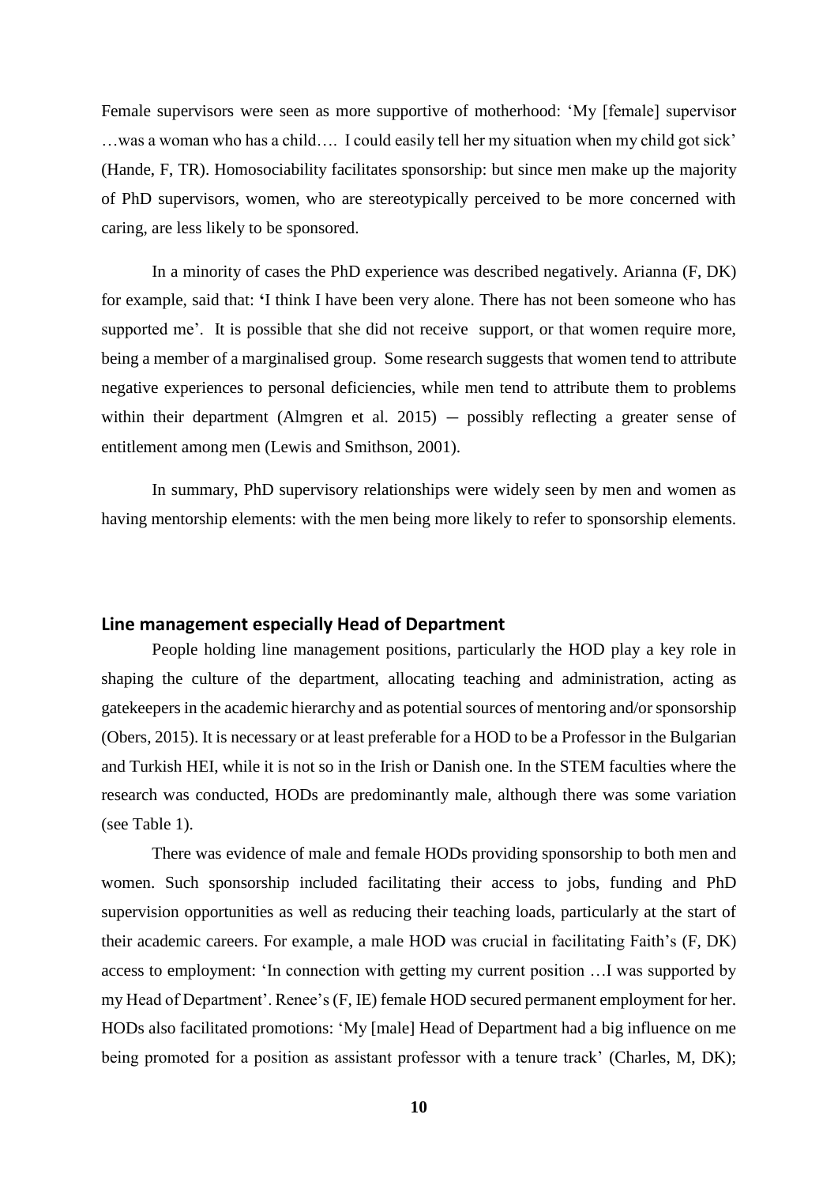Female supervisors were seen as more supportive of motherhood: 'My [female] supervisor …was a woman who has a child…. I could easily tell her my situation when my child got sick' (Hande, F, TR). Homosociability facilitates sponsorship: but since men make up the majority of PhD supervisors, women, who are stereotypically perceived to be more concerned with caring, are less likely to be sponsored.

In a minority of cases the PhD experience was described negatively. Arianna (F, DK) for example, said that: 'I think I have been very alone. There has not been someone who has supported me'. It is possible that she did not receive support, or that women require more, being a member of a marginalised group. Some research suggests that women tend to attribute negative experiences to personal deficiencies, while men tend to attribute them to problems within their department (Almgren et al. 2015) – possibly reflecting a greater sense of entitlement among men (Lewis and Smithson, 2001).

In summary, PhD supervisory relationships were widely seen by men and women as having mentorship elements: with the men being more likely to refer to sponsorship elements.

## Line management especially Head of Department

People holding line management positions, particularly the HOD play a key role in shaping the culture of the department, allocating teaching and administration, acting as gatekeepers in the academic hierarchy and as potential sources of mentoring and/or sponsorship (Obers, 2015). It is necessary or at least preferable for a HOD to be a Professor in the Bulgarian and Turkish HEI, while it is not so in the Irish or Danish one. In the STEM faculties where the research was conducted, HODs are predominantly male, although there was some variation (see Table 1).

There was evidence of male and female HODs providing sponsorship to both men and women. Such sponsorship included facilitating their access to jobs, funding and PhD supervision opportunities as well as reducing their teaching loads, particularly at the start of their academic careers. For example, a male HOD was crucial in facilitating Faith's (F, DK) access to employment: 'In connection with getting my current position …I was supported by my Head of Department'. Renee's (F, IE) female HOD secured permanent employment for her. HODs also facilitated promotions: 'My [male] Head of Department had a big influence on me being promoted for a position as assistant professor with a tenure track' (Charles, M, DK);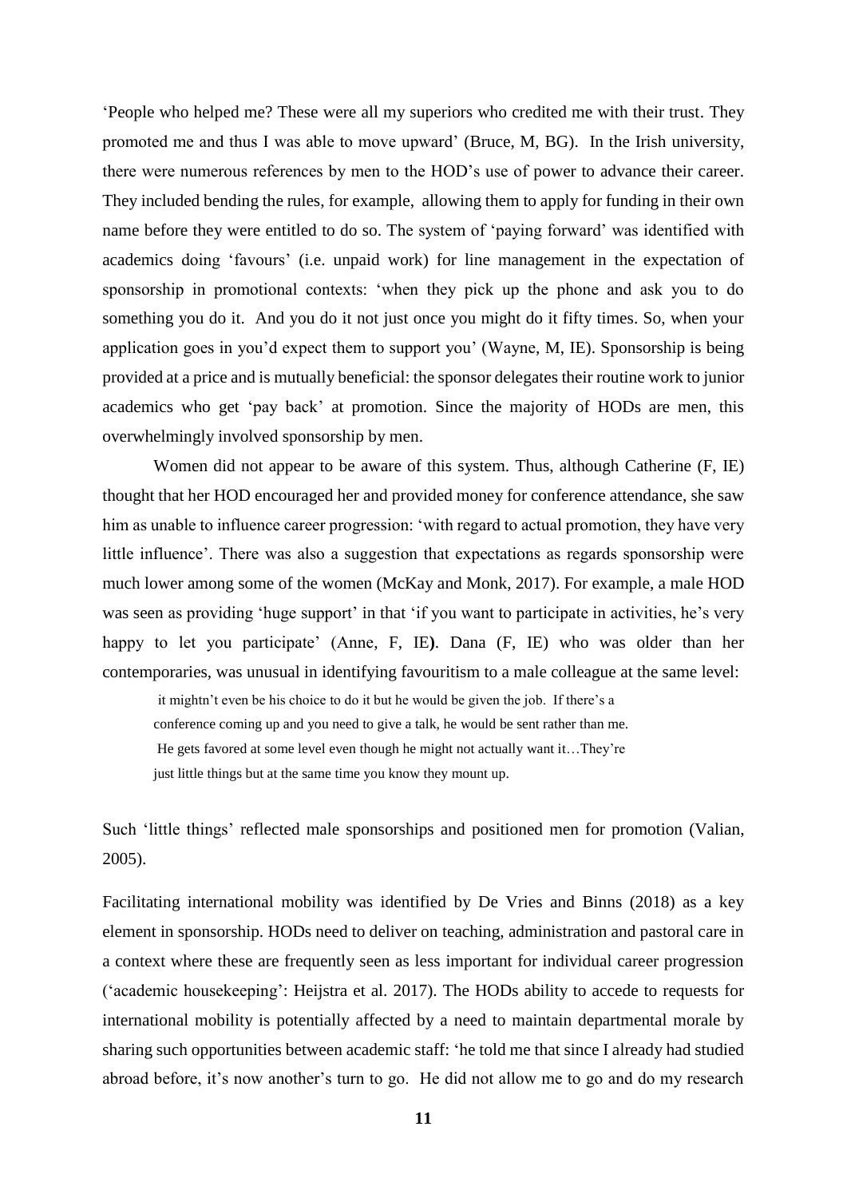'People who helped me? These were all my superiors who credited me with their trust. They promoted me and thus I was able to move upward' (Bruce, M, BG). In the Irish university, there were numerous references by men to the HOD's use of power to advance their career. They included bending the rules, for example, allowing them to apply for funding in their own name before they were entitled to do so. The system of 'paying forward' was identified with academics doing 'favours' (i.e. unpaid work) for line management in the expectation of sponsorship in promotional contexts: 'when they pick up the phone and ask you to do something you do it. And you do it not just once you might do it fifty times. So, when your application goes in you'd expect them to support you' (Wayne, M, IE). Sponsorship is being provided at a price and is mutually beneficial: the sponsor delegates their routine work to junior academics who get 'pay back' at promotion. Since the majority of HODs are men, this overwhelmingly involved sponsorship by men.

Women did not appear to be aware of this system. Thus, although Catherine (F, IE) thought that her HOD encouraged her and provided money for conference attendance, she saw him as unable to influence career progression: 'with regard to actual promotion, they have very little influence'. There was also a suggestion that expectations as regards sponsorship were much lower among some of the women (McKay and Monk, 2017). For example, a male HOD was seen as providing 'huge support' in that 'if you want to participate in activities, he's very happy to let you participate' (Anne, F, IE**)**. Dana (F, IE) who was older than her contemporaries, was unusual in identifying favouritism to a male colleague at the same level:

> it mightn't even be his choice to do it but he would be given the job. If there's a conference coming up and you need to give a talk, he would be sent rather than me. He gets favored at some level even though he might not actually want it…They're just little things but at the same time you know they mount up.

Such 'little things' reflected male sponsorships and positioned men for promotion (Valian, 2005).

Facilitating international mobility was identified by De Vries and Binns (2018) as a key element in sponsorship. HODs need to deliver on teaching, administration and pastoral care in a context where these are frequently seen as less important for individual career progression ('academic housekeeping': Heijstra et al. 2017). The HODs ability to accede to requests for international mobility is potentially affected by a need to maintain departmental morale by sharing such opportunities between academic staff: 'he told me that since I already had studied abroad before, it's now another's turn to go. He did not allow me to go and do my research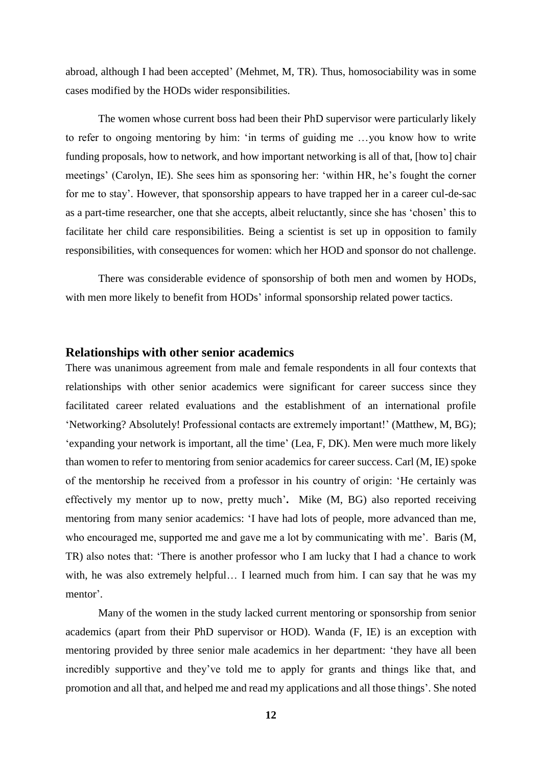abroad, although I had been accepted' (Mehmet, M, TR). Thus, homosociability was in some cases modified by the HODs wider responsibilities.

The women whose current boss had been their PhD supervisor were particularly likely to refer to ongoing mentoring by him: 'in terms of guiding me …you know how to write funding proposals, how to network, and how important networking is all of that, [how to] chair meetings' (Carolyn, IE). She sees him as sponsoring her: 'within HR, he's fought the corner for me to stay'. However, that sponsorship appears to have trapped her in a career cul-de-sac as a part-time researcher, one that she accepts, albeit reluctantly, since she has 'chosen' this to facilitate her child care responsibilities. Being a scientist is set up in opposition to family responsibilities, with consequences for women: which her HOD and sponsor do not challenge.

There was considerable evidence of sponsorship of both men and women by HODs, with men more likely to benefit from HODs' informal sponsorship related power tactics.

## Relationships with other senior academics

There was unanimous agreement from male and female respondents in all four contexts that relationships with other senior academics were significant for career success since they facilitated career related evaluations and the establishment of an international profile 'Networking? Absolutely! Professional contacts are extremely important!' (Matthew, M, BG); 'expanding your network is important, all the time' (Lea, F, DK). Men were much more likely than women to refer to mentoring from senior academics for career success. Carl (M, IE) spoke of the mentorship he received from a professor in his country of origin: 'He certainly was effectively my mentor up to now, pretty much'**.** Mike (M, BG) also reported receiving mentoring from many senior academics: 'I have had lots of people, more advanced than me, who encouraged me, supported me and gave me a lot by communicating with me'. Baris (M, TR) also notes that: 'There is another professor who I am lucky that I had a chance to work with, he was also extremely helpful… I learned much from him. I can say that he was my mentor'.

Many of the women in the study lacked current mentoring or sponsorship from senior academics (apart from their PhD supervisor or HOD). Wanda (F, IE) is an exception with mentoring provided by three senior male academics in her department: 'they have all been incredibly supportive and they've told me to apply for grants and things like that, and promotion and all that, and helped me and read my applications and all those things'. She noted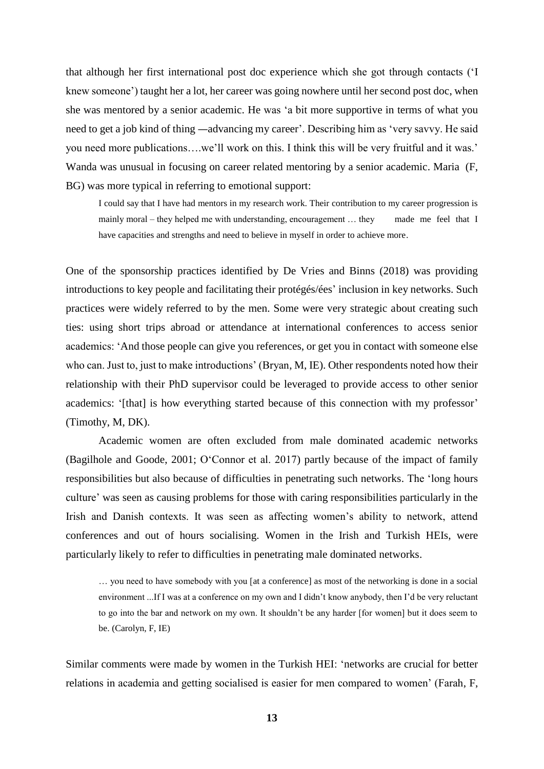that although her first international post doc experience which she got through contacts ('I knew someone') taught her a lot, her career was going nowhere until her second post doc, when she was mentored by a senior academic. He was 'a bit more supportive in terms of what you need to get a job kind of thing ―advancing my career'. Describing him as 'very savvy. He said you need more publications….we'll work on this. I think this will be very fruitful and it was.' Wanda was unusual in focusing on career related mentoring by a senior academic. Maria (F, BG) was more typical in referring to emotional support:

> I could say that I have had mentors in my research work. Their contribution to my career progression is mainly moral – they helped me with understanding, encouragement … they made me feel that I have capacities and strengths and need to believe in myself in order to achieve more.

One of the sponsorship practices identified by De Vries and Binns (2018) was providing introductions to key people and facilitating their protégés/ées' inclusion in key networks. Such practices were widely referred to by the men. Some were very strategic about creating such ties: using short trips abroad or attendance at international conferences to access senior academics: 'And those people can give you references, or get you in contact with someone else who can. Just to, just to make introductions' (Bryan, M, IE). Other respondents noted how their relationship with their PhD supervisor could be leveraged to provide access to other senior academics: '[that] is how everything started because of this connection with my professor' (Timothy, M, DK).

Academic women are often excluded from male dominated academic networks (Bagilhole and Goode, 2001; O'Connor et al. 2017) partly because of the impact of family responsibilities but also because of difficulties in penetrating such networks. The 'long hours culture' was seen as causing problems for those with caring responsibilities particularly in the Irish and Danish contexts. It was seen as affecting women's ability to network, attend conferences and out of hours socialising. Women in the Irish and Turkish HEIs, were particularly likely to refer to difficulties in penetrating male dominated networks.

> … you need to have somebody with you [at a conference] as most of the networking is done in a social environment ...If I was at a conference on my own and I didn't know anybody, then I'd be very reluctant to go into the bar and network on my own. It shouldn't be any harder [for women] but it does seem to be. (Carolyn, F, IE)

Similar comments were made by women in the Turkish HEI: 'networks are crucial for better relations in academia and getting socialised is easier for men compared to women' (Farah, F,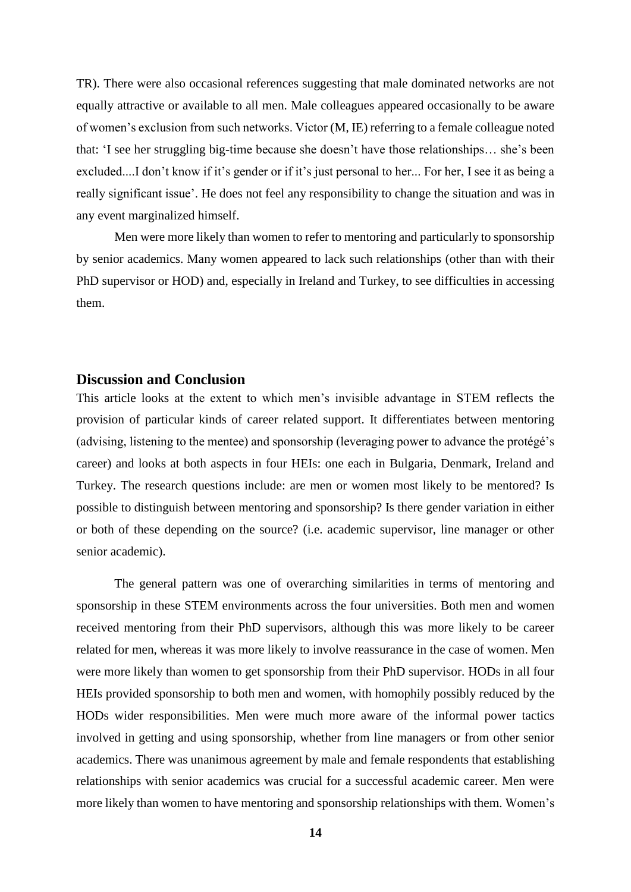TR). There were also occasional references suggesting that male dominated networks are not equally attractive or available to all men. Male colleagues appeared occasionally to be aware of women's exclusion from such networks. Victor (M, IE) referring to a female colleague noted that: 'I see her struggling big-time because she doesn't have those relationships… she's been excluded....I don't know if it's gender or if it's just personal to her... For her, I see it as being a really significant issue'. He does not feel any responsibility to change the situation and was in any event marginalized himself.

Men were more likely than women to refer to mentoring and particularly to sponsorship by senior academics. Many women appeared to lack such relationships (other than with their PhD supervisor or HOD) and, especially in Ireland and Turkey, to see difficulties in accessing them.

## Discussion and Conclusion

This article looks at the extent to which men's invisible advantage in STEM reflects the provision of particular kinds of career related support. It differentiates between mentoring (advising, listening to the mentee) and sponsorship (leveraging power to advance the protégé's career) and looks at both aspects in four HEIs: one each in Bulgaria, Denmark, Ireland and Turkey. The research questions include: are men or women most likely to be mentored? Is possible to distinguish between mentoring and sponsorship? Is there gender variation in either or both of these depending on the source? (i.e. academic supervisor, line manager or other senior academic).

The general pattern was one of overarching similarities in terms of mentoring and sponsorship in these STEM environments across the four universities. Both men and women received mentoring from their PhD supervisors, although this was more likely to be career related for men, whereas it was more likely to involve reassurance in the case of women. Men were more likely than women to get sponsorship from their PhD supervisor. HODs in all four HEIs provided sponsorship to both men and women, with homophily possibly reduced by the HODs wider responsibilities. Men were much more aware of the informal power tactics involved in getting and using sponsorship, whether from line managers or from other senior academics. There was unanimous agreement by male and female respondents that establishing relationships with senior academics was crucial for a successful academic career. Men were more likely than women to have mentoring and sponsorship relationships with them. Women's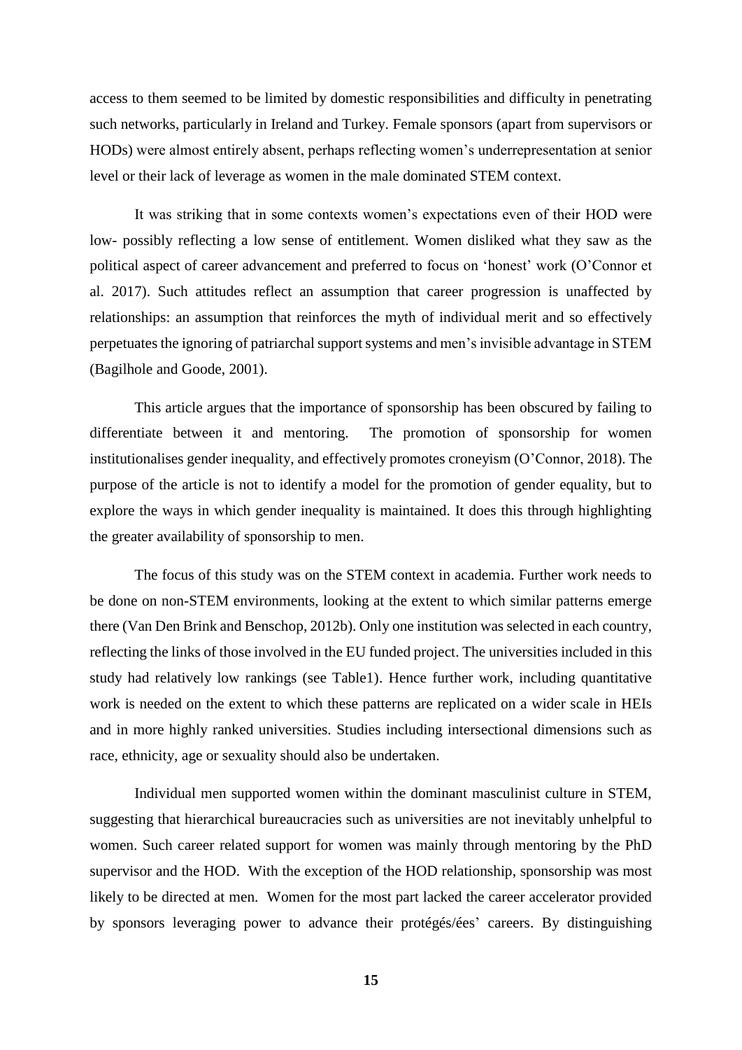access to them seemed to be limited by domestic responsibilities and difficulty in penetrating such networks, particularly in Ireland and Turkey. Female sponsors (apart from supervisors or HODs) were almost entirely absent, perhaps reflecting women's underrepresentation at senior level or their lack of leverage as women in the male dominated STEM context.

It was striking that in some contexts women's expectations even of their HOD were low- possibly reflecting a low sense of entitlement. Women disliked what they saw as the political aspect of career advancement and preferred to focus on 'honest' work (O'Connor et al. 2017). Such attitudes reflect an assumption that career progression is unaffected by relationships: an assumption that reinforces the myth of individual merit and so effectively perpetuates the ignoring of patriarchal support systems and men's invisible advantage in STEM (Bagilhole and Goode, 2001).

This article argues that the importance of sponsorship has been obscured by failing to differentiate between it and mentoring. The promotion of sponsorship for women institutionalises gender inequality, and effectively promotes croneyism (O'Connor, 2018). The purpose of the article is not to identify a model for the promotion of gender equality, but to explore the ways in which gender inequality is maintained. It does this through highlighting the greater availability of sponsorship to men.

The focus of this study was on the STEM context in academia. Further work needs to be done on non-STEM environments, looking at the extent to which similar patterns emerge there (Van Den Brink and Benschop, 2012b). Only one institution was selected in each country, reflecting the links of those involved in the EU funded project. The universities included in this study had relatively low rankings (see Table1). Hence further work, including quantitative work is needed on the extent to which these patterns are replicated on a wider scale in HEIs and in more highly ranked universities. Studies including intersectional dimensions such as race, ethnicity, age or sexuality should also be undertaken.

Individual men supported women within the dominant masculinist culture in STEM, suggesting that hierarchical bureaucracies such as universities are not inevitably unhelpful to women. Such career related support for women was mainly through mentoring by the PhD supervisor and the HOD. With the exception of the HOD relationship, sponsorship was most likely to be directed at men. Women for the most part lacked the career accelerator provided by sponsors leveraging power to advance their protégés/ées' careers. By distinguishing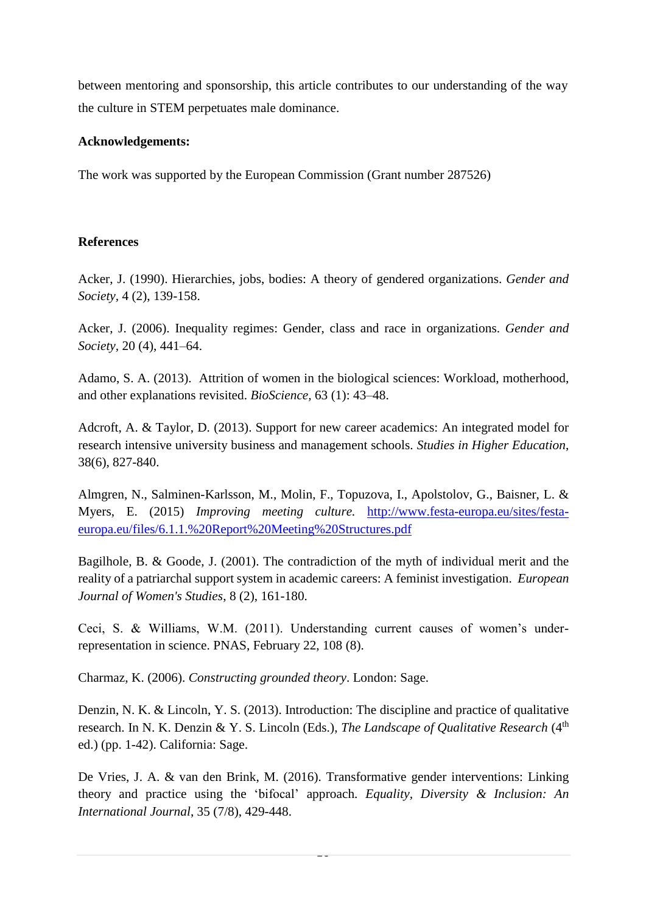between mentoring and sponsorship, this article contributes to our understanding of the way the culture in STEM perpetuates male dominance.

**Acknowledgements:**

The work was supported by the European Commission (Grant number 287526)

**References**

Acker, J. (1990). Hierarchies, jobs, bodies: A theory of gendered organizations. *Gender and Society*, 4 (2), 139-158.

Acker, J. (2006). Inequality regimes: Gender, class and race in organizations. *Gender and Society*, 20 (4), 441–64.

Adamo, S. A. (2013). Attrition of women in the biological sciences: Workload, motherhood, and other explanations revisited. *BioScience,* 63 (1): 43–48.

Adcroft, A. & Taylor, D. (2013). Support for new career academics: An integrated model for research intensive university business and management schools. *Studies in Higher Education*, 38(6), 827-840.

Almgren, N., Salminen-Karlsson, M., Molin, F., Topuzova, I., Apolstolov, G., Baisner, L. & Myers, E. (2015) *Improving meeting culture.* [http://www.festa-europa.eu/sites/festa-europa.eu/files/6.1.1.%20Report%20Meeting%20Structures.pdf](http://www.festa-europa.eu/sites/festa-europa.eu/files/6.1.1.%20Report%20Meeting%20Structures.pdf)

Bagilhole, B. & Goode, J. (2001). The contradiction of the myth of individual merit and the reality of a patriarchal support system in academic careers: A feminist investigation. *European Journal of Women's Studies*, 8 (2), 161-180.

Ceci, S. & Williams, W.M. (2011). Understanding current causes of women's under-representation in science. PNAS, February 22, 108 (8).

Charmaz, K. (2006). *Constructing grounded theory*. London: Sage.

Denzin, N. K. & Lincoln, Y. S. (2013). Introduction: The discipline and practice of qualitative research. In N. K. Denzin & Y. S. Lincoln (Eds.), *The Landscape of Qualitative Research* (4th ed.) (pp. 1-42). California: Sage.

De Vries, J. A. & van den Brink, M. (2016). Transformative gender interventions: Linking theory and practice using the 'bifocal' approach. *Equality, Diversity & Inclusion: An International Journal*, 35 (7/8), 429-448.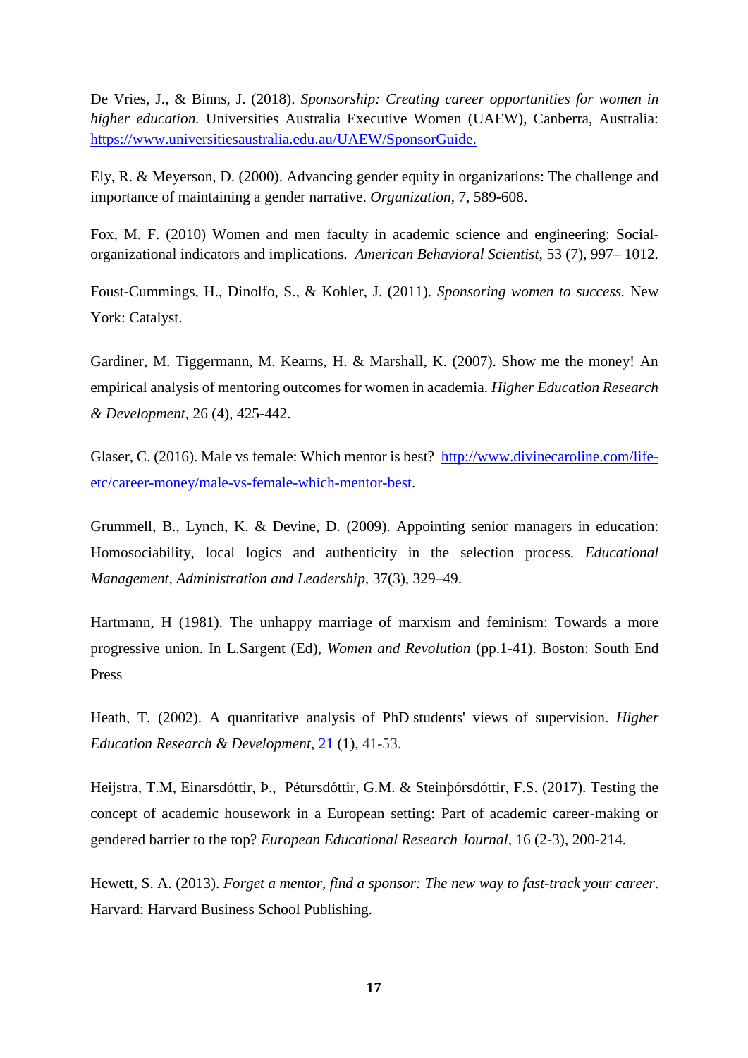De Vries, J., & Binns, J. (2018). *Sponsorship: Creating career opportunities for women in higher education.* Universities Australia Executive Women (UAEW), Canberra, Australia: https://www.universitiesaustralia.edu.au/UAEW/SponsorGuide.

Ely, R. & Meyerson, D. (2000). Advancing gender equity in organizations: The challenge and importance of maintaining a gender narrative. *Organization*, 7, 589-608.

Fox, M. F. (2010) Women and men faculty in academic science and engineering: Social-organizational indicators and implications. *American Behavioral Scientist*, 53 (7), 997– 1012.

Foust-Cummings, H., Dinolfo, S., & Kohler, J. (2011). *Sponsoring women to success.* New York: Catalyst.

Gardiner, M. Tiggermann, M. Kearns, H. & Marshall, K. (2007). Show me the money! An empirical analysis of mentoring outcomes for women in academia. *Higher Education Research & Development*, 26 (4), 425-442.

Glaser, C. (2016). Male vs female: Which mentor is best? http://www.divinecaroline.com/life-etc/career-money/male-vs-female-which-mentor-best.

Grummell, B., Lynch, K. & Devine, D. (2009). Appointing senior managers in education: Homosociability, local logics and authenticity in the selection process. *Educational Management, Administration and Leadership*, 37(3), 329–49.

Hartmann, H (1981). The unhappy marriage of marxism and feminism: Towards a more progressive union. In L.Sargent (Ed), *Women and Revolution* (pp.1-41). Boston: South End Press

Heath, T. (2002). A quantitative analysis of PhD students' views of supervision. *Higher Education Research & Development*, 21 (1), 41-53.

Heijstra, T.M, Einarsdóttir, Þ., Pétursdóttir, G.M. & Steinþórsdóttir, F.S. (2017). Testing the concept of academic housework in a European setting: Part of academic career-making or gendered barrier to the top? *European Educational Research Journal*, 16 (2-3), 200-214.

Hewett, S. A. (2013). *Forget a mentor, find a sponsor: The new way to fast-track your career*. Harvard: Harvard Business School Publishing.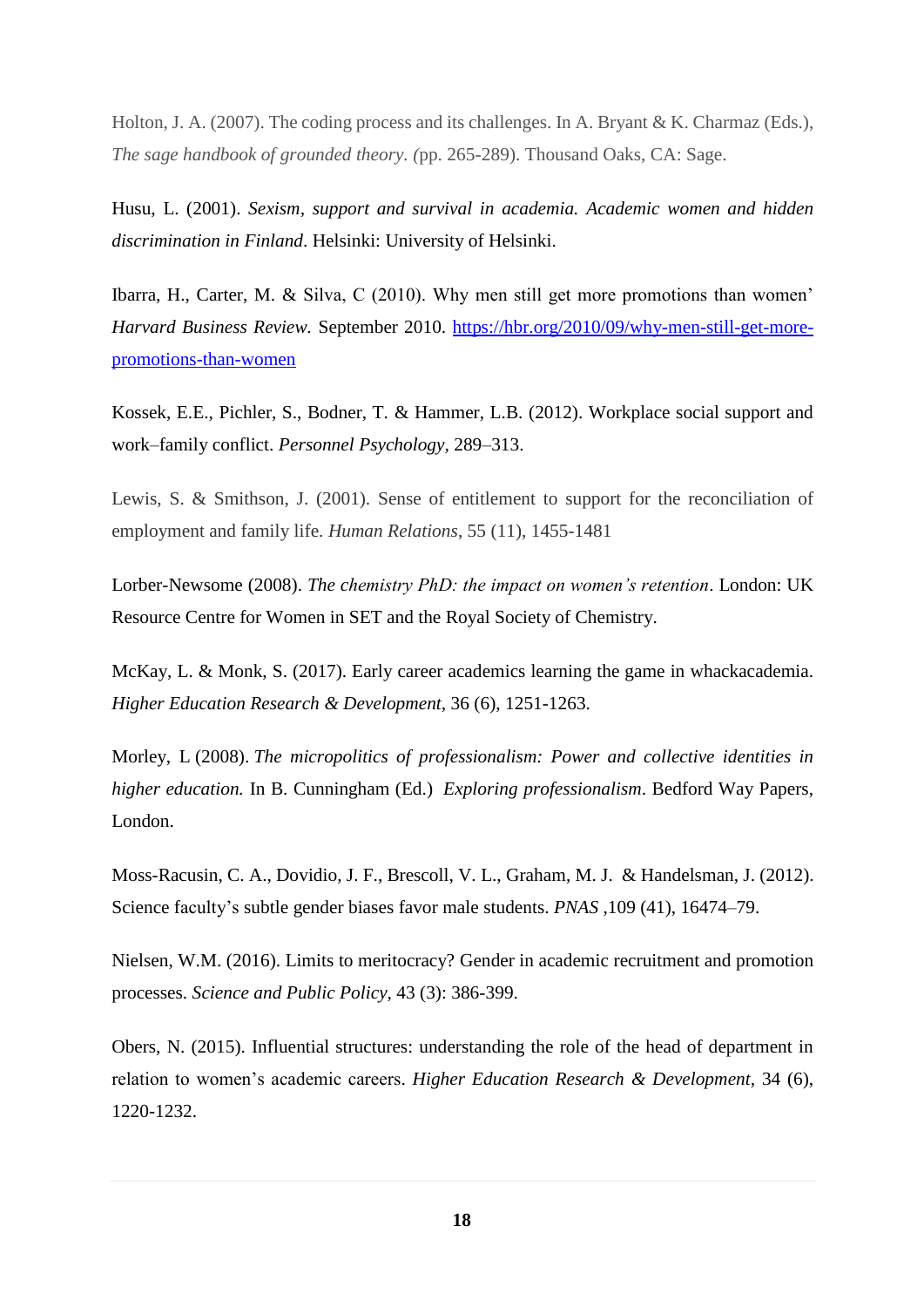Holton, J. A. (2007). The coding process and its challenges. In A. Bryant & K. Charmaz (Eds.), *The sage handbook of grounded theory. (*pp. 265-289). Thousand Oaks, CA: Sage.

Husu, L. (2001). *Sexism, support and survival in academia. Academic women and hidden discrimination in Finland*. Helsinki: University of Helsinki.

Ibarra, H., Carter, M. & Silva, C (2010). Why men still get more promotions than women' *Harvard Business Review.* September 2010. [https://hbr.org/2010/09/why-men-still-get-more-promotions-than-women](https://hbr.org/2010/09/why-men-still-get-more-promotions-than-women)

Kossek, E.E., Pichler, S., Bodner, T. & Hammer, L.B. (2012). Workplace social support and work–family conflict. *Personnel Psychology,* 289–313.

Lewis, S. & Smithson, J. (2001). Sense of entitlement to support for the reconciliation of employment and family life. *Human Relations*, 55 (11), 1455-1481

Lorber-Newsome (2008). *The chemistry PhD: the impact on women's retention*. London: UK Resource Centre for Women in SET and the Royal Society of Chemistry.

McKay, L. & Monk, S. (2017). Early career academics learning the game in whackacademia. *Higher Education Research & Development*, 36 (6), 1251-1263.

Morley, L (2008). *The micropolitics of professionalism: Power and collective identities in higher education.* In B. Cunningham (Ed.) *Exploring professionalism*. Bedford Way Papers, London.

Moss-Racusin, C. A., Dovidio, J. F., Brescoll, V. L., Graham, M. J. & Handelsman, J. (2012). Science faculty's subtle gender biases favor male students. *PNAS* ,109 (41), 16474–79.

Nielsen, W.M. (2016). Limits to meritocracy? Gender in academic recruitment and promotion processes. *Science and Public Policy*, 43 (3): 386-399.

Obers, N. (2015). Influential structures: understanding the role of the head of department in relation to women's academic careers. *Higher Education Research & Development*, 34 (6), 1220-1232.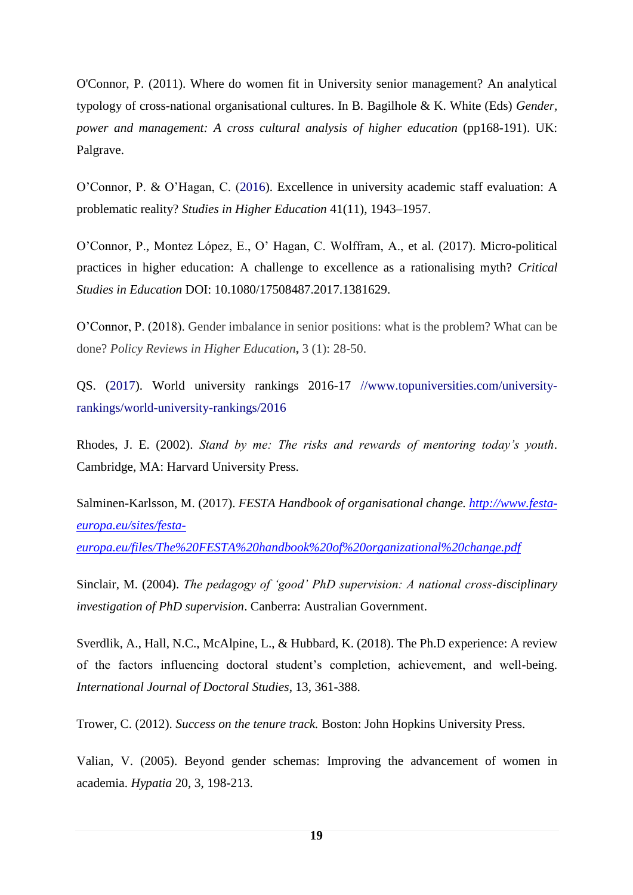O'Connor, P. (2011). Where do women fit in University senior management? An analytical typology of cross-national organisational cultures. In B. Bagilhole & K. White (Eds) *Gender, power and management: A cross cultural analysis of higher education* (pp168-191). UK: Palgrave.

O'Connor, P. & O'Hagan, C. (2016). Excellence in university academic staff evaluation: A problematic reality? *Studies in Higher Education* 41(11), 1943–1957.

O'Connor, P., Montez López, E., O' Hagan, C. Wolffram, A., et al. (2017). Micro-political practices in higher education: A challenge to excellence as a rationalising myth? *Critical Studies in Education* DOI: 10.1080/17508487.2017.1381629.

O'Connor, P. (2018). Gender imbalance in senior positions: what is the problem? What can be done? *Policy Reviews in Higher Education***,** 3 (1): 28-50.

QS. (2017). World university rankings 2016-17 //www.topuniversities.com/university-rankings/world-university-rankings/2016

Rhodes, J. E. (2002). *Stand by me: The risks and rewards of mentoring today's youth*. Cambridge, MA: Harvard University Press.

Salminen-Karlsson, M. (2017). *FESTA Handbook of organisational change.* http://www.festa-europa.eu/sites/festa-europa.eu/files/The%20FESTA%20handbook%20of%20organizational%20change.pdf

Sinclair, M. (2004). *The pedagogy of 'good' PhD supervision: A national cross-disciplinary investigation of PhD supervision*. Canberra: Australian Government.

Sverdlik, A., Hall, N.C., McAlpine, L., & Hubbard, K. (2018). The Ph.D experience: A review of the factors influencing doctoral student's completion, achievement, and well-being. *International Journal of Doctoral Studies*, 13, 361-388.

Trower, C. (2012). *Success on the tenure track.* Boston: John Hopkins University Press.

Valian, V. (2005). Beyond gender schemas: Improving the advancement of women in academia. *Hypatia* 20, 3, 198-213.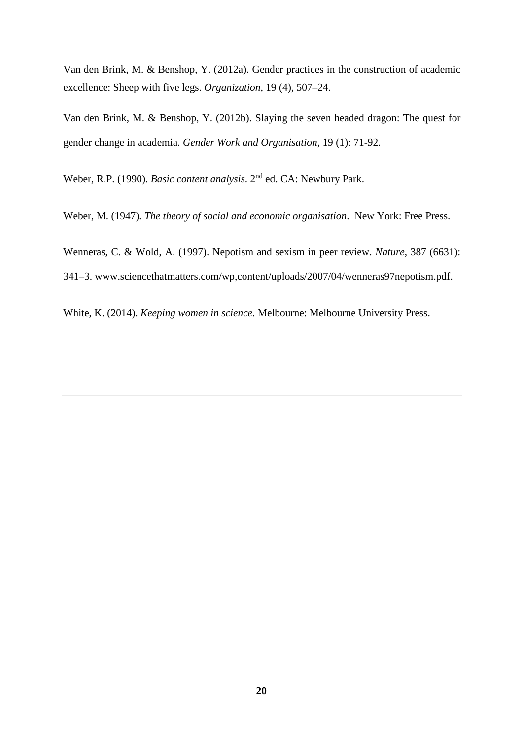Van den Brink, M. & Benshop, Y. (2012a). Gender practices in the construction of academic excellence: Sheep with five legs. *Organization*, 19 (4), 507–24.

Van den Brink, M. & Benshop, Y. (2012b). Slaying the seven headed dragon: The quest for gender change in academia. *Gender Work and Organisation*, 19 (1): 71-92.

Weber, R.P. (1990). *Basic content analysis*. 2nd ed. CA: Newbury Park.

Weber, M. (1947). *The theory of social and economic organisation*. New York: Free Press.

Wenneras, C. & Wold, A. (1997). Nepotism and sexism in peer review. *Nature*, 387 (6631): 341–3. www.sciencethatmatters.com/wp,content/uploads/2007/04/wenneras97nepotism.pdf.

White, K. (2014). *Keeping women in science*. Melbourne: Melbourne University Press.